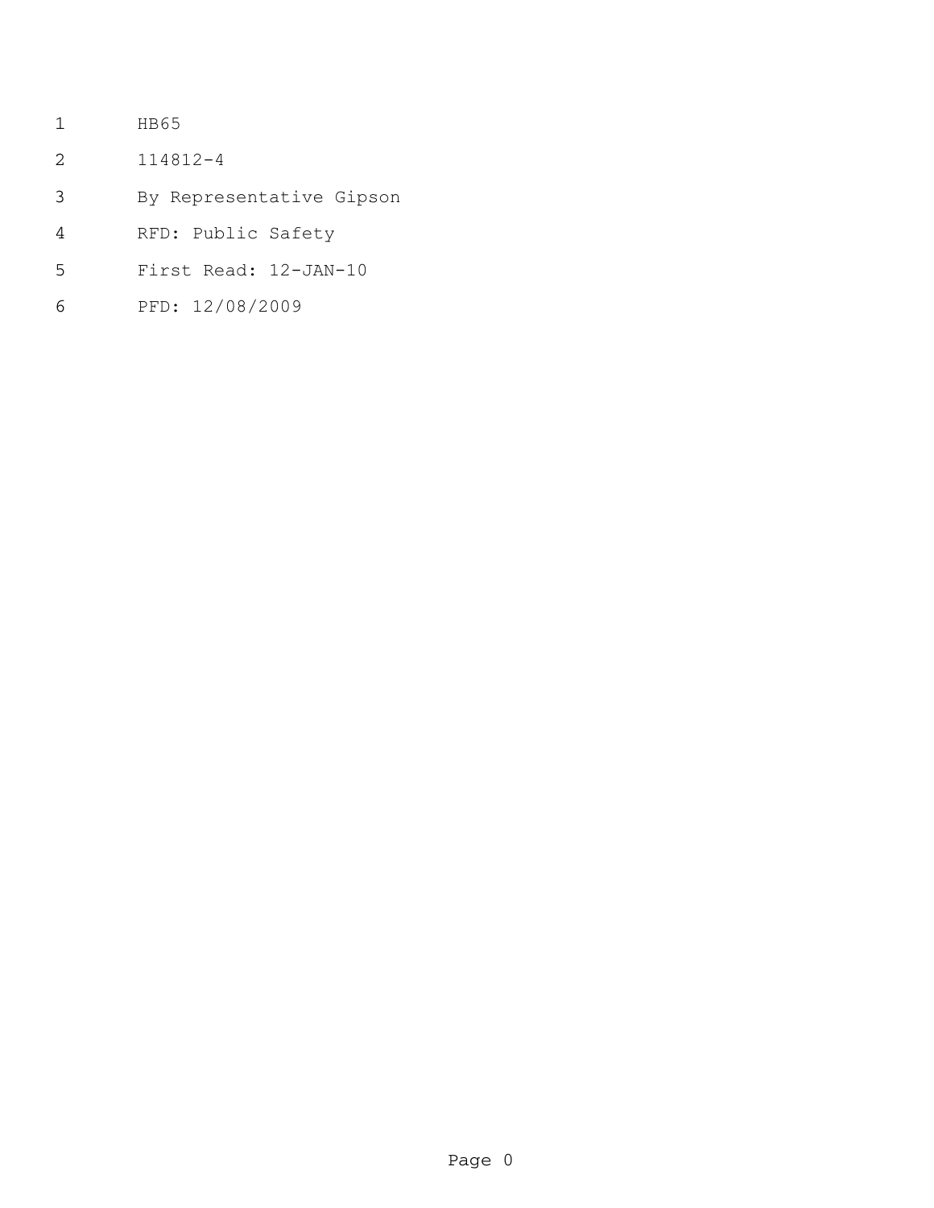HB65

114812-4

By Representative Gipson

RFD: Public Safety

First Read: 12-JAN-10

PFD: 12/08/2009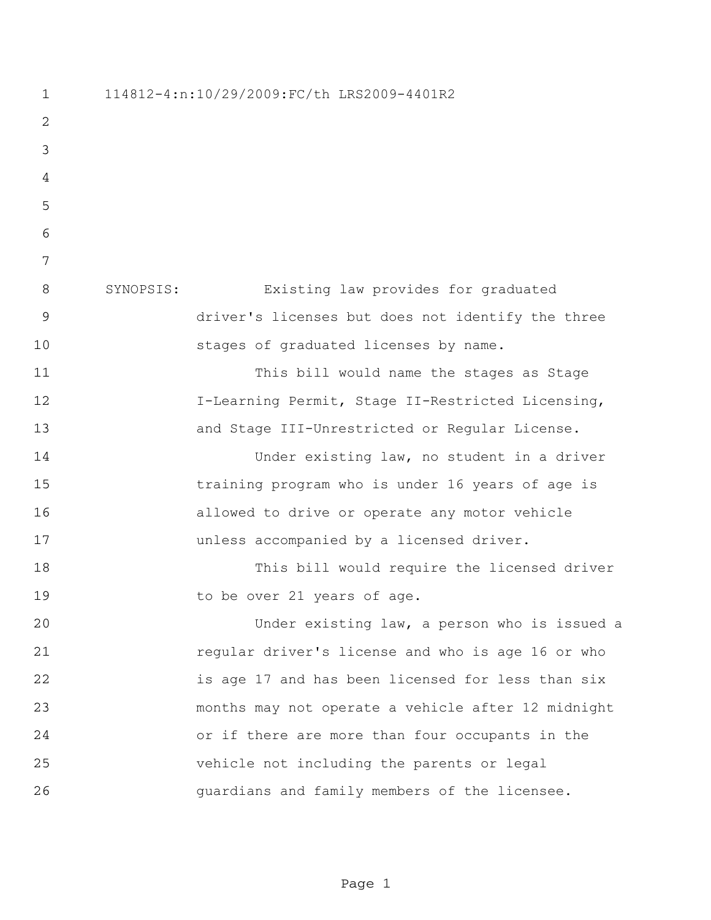114812-4:n:10/29/2009:FC/th LRS2009-4401R2

SYNOPSIS: Existing law provides for graduated driver's licenses but does not identify the three stages of graduated licenses by name.

This bill would name the stages as Stage I-Learning Permit, Stage II-Restricted Licensing, and Stage III-Unrestricted or Regular License.

Under existing law, no student in a driver training program who is under 16 years of age is allowed to drive or operate any motor vehicle unless accompanied by a licensed driver.

This bill would require the licensed driver to be over 21 years of age.

Under existing law, a person who is issued a regular driver's license and who is age 16 or who is age 17 and has been licensed for less than six months may not operate a vehicle after 12 midnight or if there are more than four occupants in the vehicle not including the parents or legal guardians and family members of the licensee.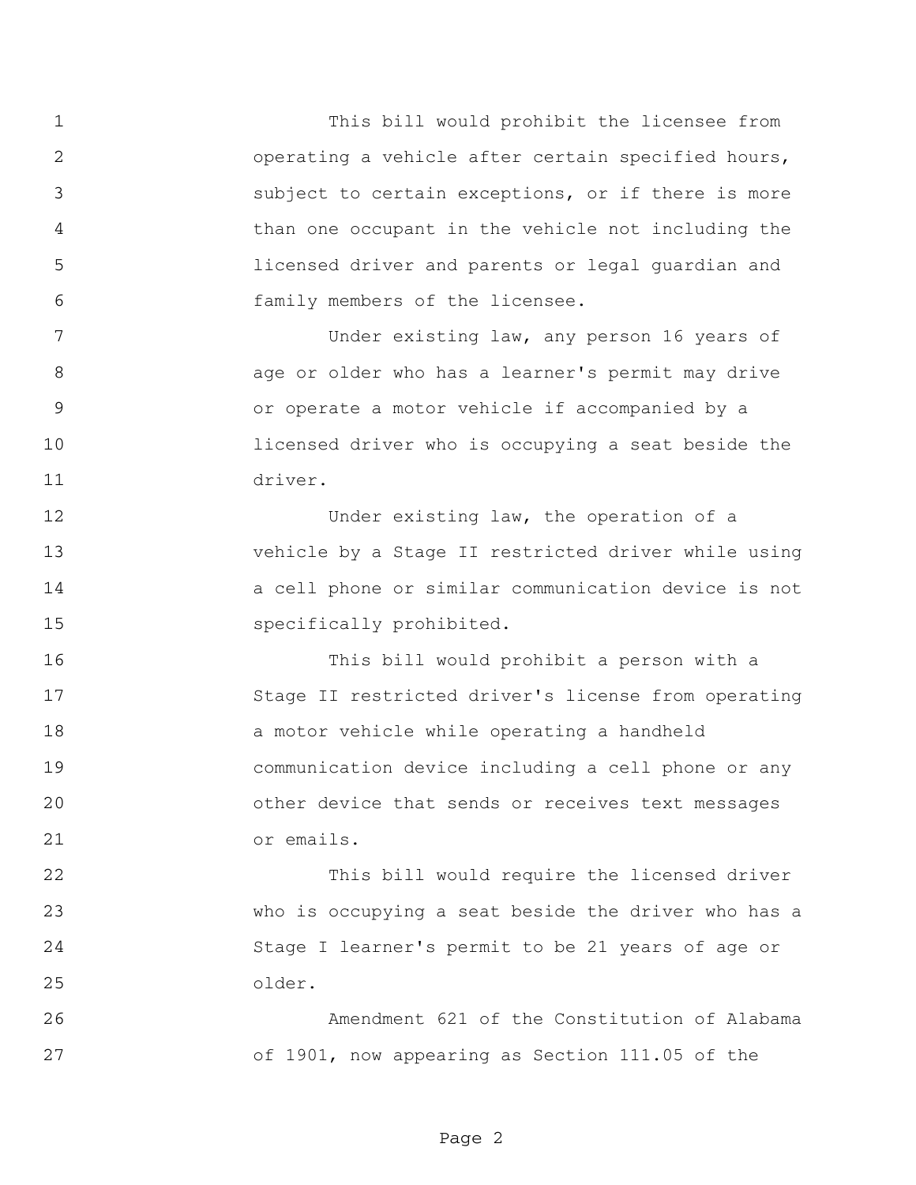This bill would prohibit the licensee from operating a vehicle after certain specified hours, subject to certain exceptions, or if there is more than one occupant in the vehicle not including the licensed driver and parents or legal guardian and family members of the licensee.

Under existing law, any person 16 years of age or older who has a learner's permit may drive or operate a motor vehicle if accompanied by a licensed driver who is occupying a seat beside the driver.

Under existing law, the operation of a vehicle by a Stage II restricted driver while using a cell phone or similar communication device is not specifically prohibited.

This bill would prohibit a person with a Stage II restricted driver's license from operating a motor vehicle while operating a handheld communication device including a cell phone or any other device that sends or receives text messages or emails.

This bill would require the licensed driver who is occupying a seat beside the driver who has a Stage I learner's permit to be 21 years of age or older.

Amendment 621 of the Constitution of Alabama of 1901, now appearing as Section 111.05 of the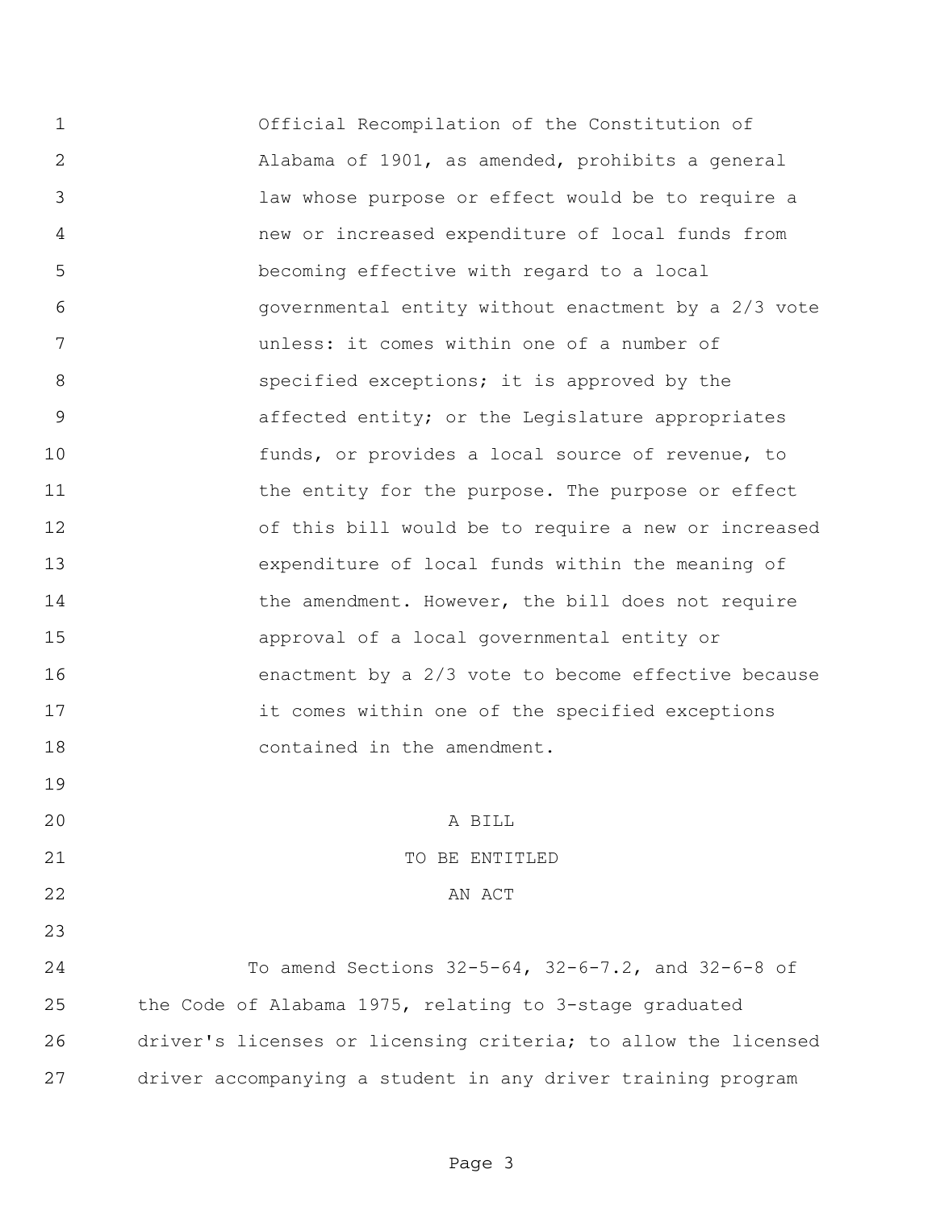Official Recompilation of the Constitution of Alabama of 1901, as amended, prohibits a general law whose purpose or effect would be to require a new or increased expenditure of local funds from becoming effective with regard to a local governmental entity without enactment by a 2/3 vote unless: it comes within one of a number of specified exceptions; it is approved by the affected entity; or the Legislature appropriates funds, or provides a local source of revenue, to the entity for the purpose. The purpose or effect of this bill would be to require a new or increased expenditure of local funds within the meaning of the amendment. However, the bill does not require approval of a local governmental entity or enactment by a 2/3 vote to become effective because it comes within one of the specified exceptions contained in the amendment.

A BILL

TO BE ENTITLED

AN ACT

To amend Sections 32-5-64, 32-6-7.2, and 32-6-8 of the Code of Alabama 1975, relating to 3-stage graduated driver's licenses or licensing criteria; to allow the licensed driver accompanying a student in any driver training program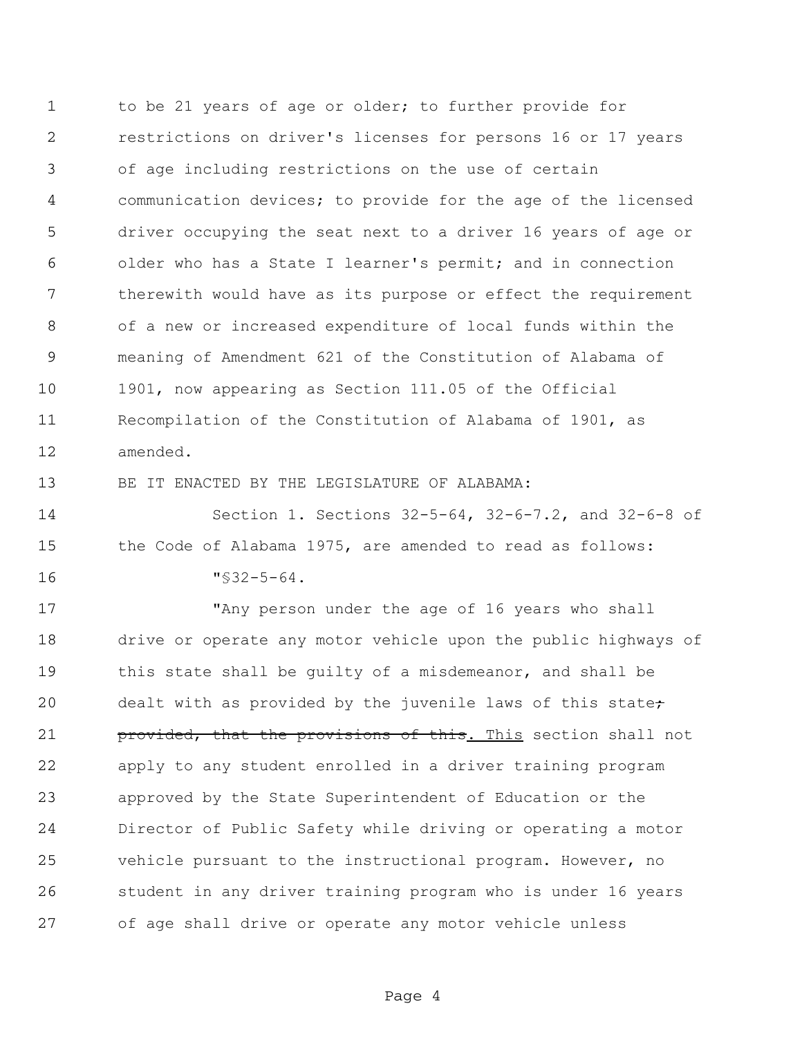to be 21 years of age or older; to further provide for restrictions on driver's licenses for persons 16 or 17 years of age including restrictions on the use of certain communication devices; to provide for the age of the licensed driver occupying the seat next to a driver 16 years of age or older who has a State I learner's permit; and in connection therewith would have as its purpose or effect the requirement of a new or increased expenditure of local funds within the meaning of Amendment 621 of the Constitution of Alabama of 1901, now appearing as Section 111.05 of the Official Recompilation of the Constitution of Alabama of 1901, as amended.

BE IT ENACTED BY THE LEGISLATURE OF ALABAMA:

Section 1. Sections 32-5-64, 32-6-7.2, and 32-6-8 of the Code of Alabama 1975, are amended to read as follows:

"§32-5-64.

"Any person under the age of 16 years who shall drive or operate any motor vehicle upon the public highways of this state shall be guilty of a misdemeanor, and shall be dealt with as provided by the juvenile laws of this state~~; provided, that the provisions of this~~. This section shall not apply to any student enrolled in a driver training program approved by the State Superintendent of Education or the Director of Public Safety while driving or operating a motor vehicle pursuant to the instructional program. However, no student in any driver training program who is under 16 years of age shall drive or operate any motor vehicle unless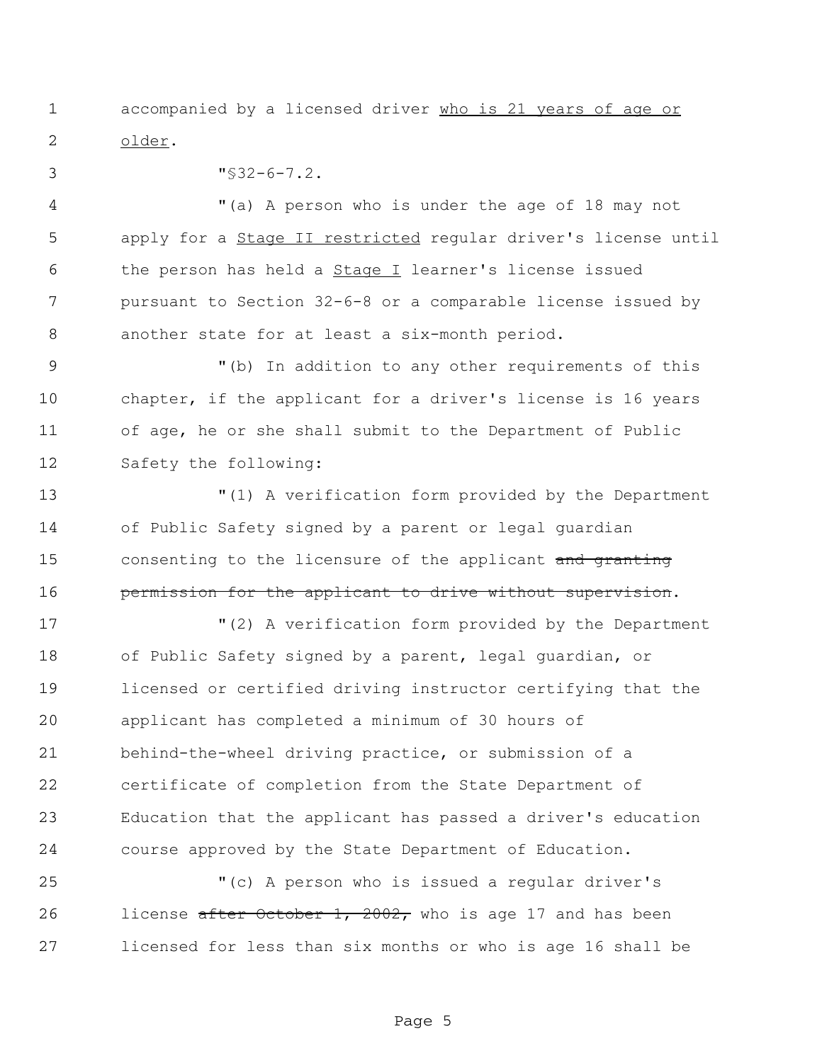accompanied by a licensed driver <u>who is 21 years of age or older</u>.

"§32-6-7.2.

"(a) A person who is under the age of 18 may not apply for a <u>Stage II restricted</u> regular driver's license until the person has held a <u>Stage I</u> learner's license issued pursuant to Section 32-6-8 or a comparable license issued by another state for at least a six-month period.

"(b) In addition to any other requirements of this chapter, if the applicant for a driver's license is 16 years of age, he or she shall submit to the Department of Public Safety the following:

"(1) A verification form provided by the Department of Public Safety signed by a parent or legal guardian consenting to the licensure of the applicant ~~and granting permission for the applicant to drive without supervision~~.

"(2) A verification form provided by the Department of Public Safety signed by a parent, legal guardian, or licensed or certified driving instructor certifying that the applicant has completed a minimum of 30 hours of behind-the-wheel driving practice, or submission of a certificate of completion from the State Department of Education that the applicant has passed a driver's education course approved by the State Department of Education.

"(c) A person who is issued a regular driver's license ~~after October 1, 2002,~~ who is age 17 and has been licensed for less than six months or who is age 16 shall be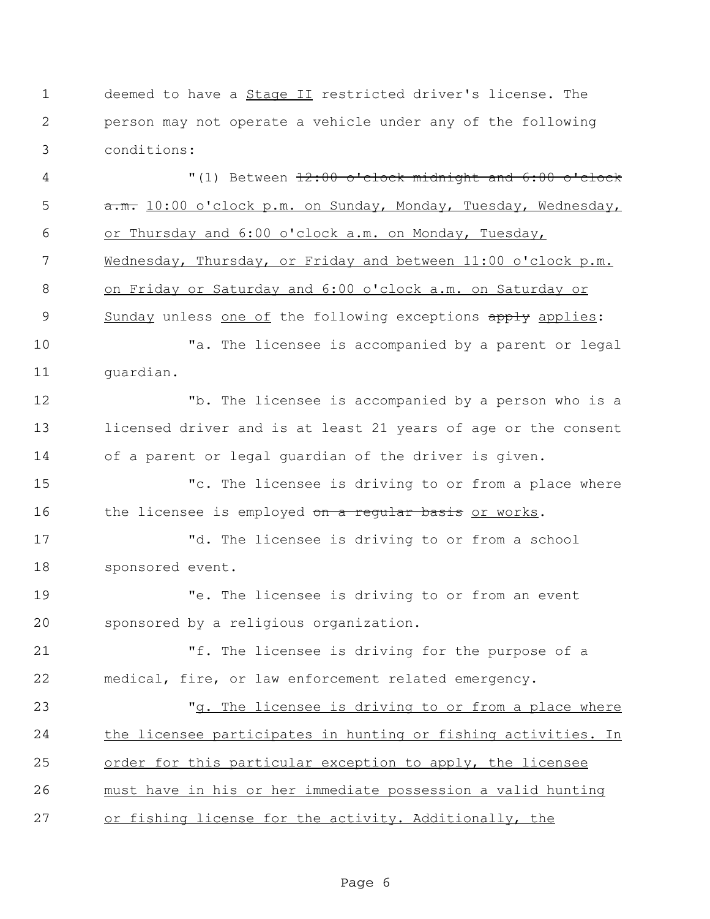deemed to have a <u>Stage II</u> restricted driver's license. The person may not operate a vehicle under any of the following conditions:

"(1) Between ~~12:00 o'clock midnight and 6:00 o'clock a.m.~~ <u>10:00 o'clock p.m. on Sunday, Monday, Tuesday, Wednesday, or Thursday and 6:00 o'clock a.m. on Monday, Tuesday, Wednesday, Thursday, or Friday and between 11:00 o'clock p.m. on Friday or Saturday and 6:00 o'clock a.m. on Saturday or Sunday</u> unless <u>one of</u> the following exceptions ~~apply~~ <u>applies</u>:

"a. The licensee is accompanied by a parent or legal guardian.

"b. The licensee is accompanied by a person who is a licensed driver and is at least 21 years of age or the consent of a parent or legal guardian of the driver is given.

"c. The licensee is driving to or from a place where the licensee is employed ~~on a regular basis~~ <u>or works</u>.

"d. The licensee is driving to or from a school sponsored event.

"e. The licensee is driving to or from an event sponsored by a religious organization.

"f. The licensee is driving for the purpose of a medical, fire, or law enforcement related emergency.

"<u>g. The licensee is driving to or from a place where the licensee participates in hunting or fishing activities. In order for this particular exception to apply, the licensee must have in his or her immediate possession a valid hunting or fishing license for the activity. Additionally, the</u>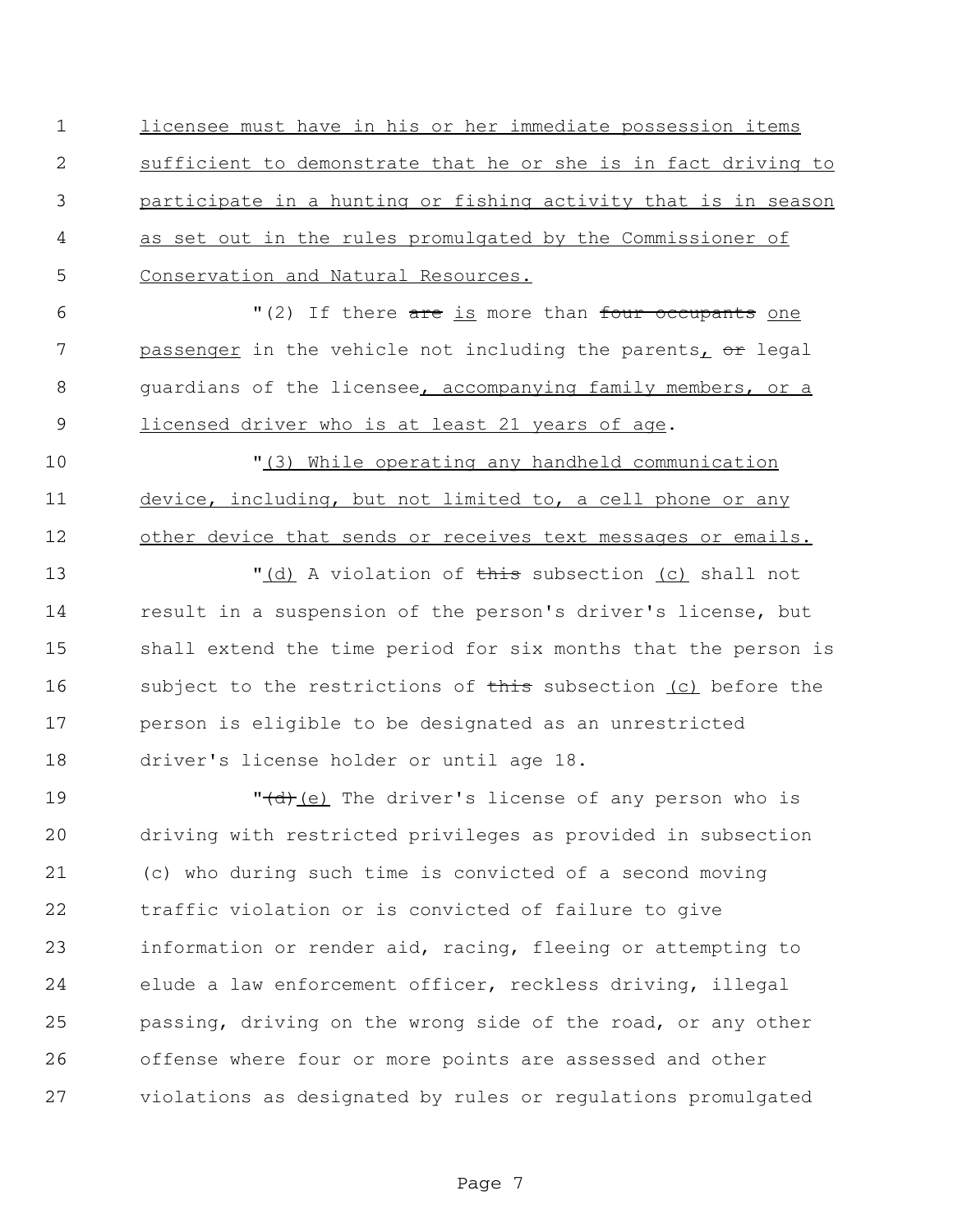licensee must have in his or her immediate possession items sufficient to demonstrate that he or she is in fact driving to participate in a hunting or fishing activity that is in season as set out in the rules promulgated by the Commissioner of Conservation and Natural Resources.

"(2) If there ~~are~~ is more than ~~four occupants~~ one passenger in the vehicle not including the parents, ~~or~~ legal guardians of the licensee, accompanying family members, or a licensed driver who is at least 21 years of age.

"(3) While operating any handheld communication device, including, but not limited to, a cell phone or any other device that sends or receives text messages or emails.

"(d) A violation of ~~this~~ subsection (c) shall not result in a suspension of the person's driver's license, but shall extend the time period for six months that the person is subject to the restrictions of ~~this~~ subsection (c) before the person is eligible to be designated as an unrestricted driver's license holder or until age 18.

"~~(d)~~(e) The driver's license of any person who is driving with restricted privileges as provided in subsection (c) who during such time is convicted of a second moving traffic violation or is convicted of failure to give information or render aid, racing, fleeing or attempting to elude a law enforcement officer, reckless driving, illegal passing, driving on the wrong side of the road, or any other offense where four or more points are assessed and other violations as designated by rules or regulations promulgated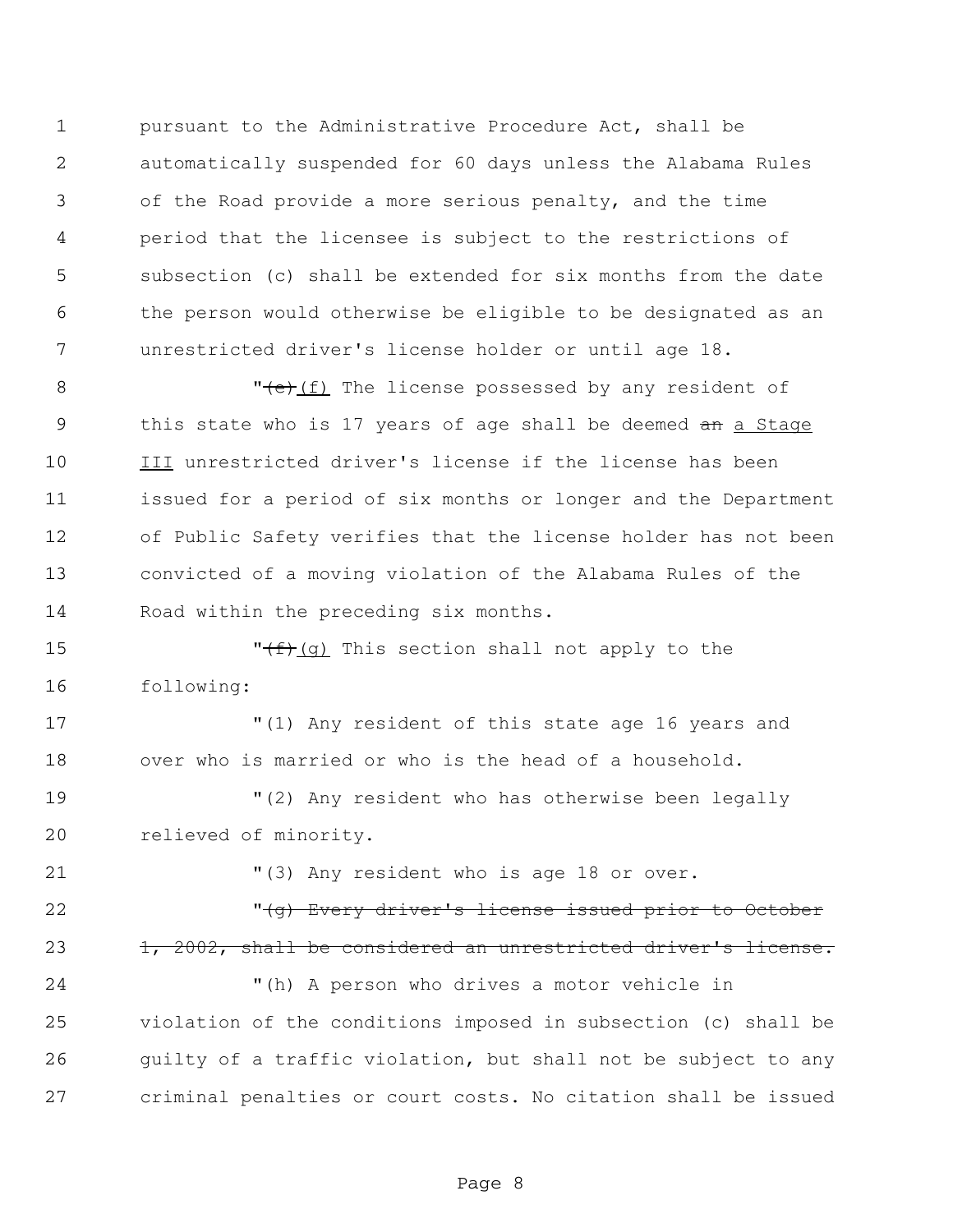pursuant to the Administrative Procedure Act, shall be automatically suspended for 60 days unless the Alabama Rules of the Road provide a more serious penalty, and the time period that the licensee is subject to the restrictions of subsection (c) shall be extended for six months from the date the person would otherwise be eligible to be designated as an unrestricted driver's license holder or until age 18.

"~~(e)~~ <u>(f)</u> The license possessed by any resident of this state who is 17 years of age shall be deemed ~~an~~ <u>a Stage III</u> unrestricted driver's license if the license has been issued for a period of six months or longer and the Department of Public Safety verifies that the license holder has not been convicted of a moving violation of the Alabama Rules of the Road within the preceding six months.

"~~(f)~~ <u>(g)</u> This section shall not apply to the following:

"(1) Any resident of this state age 16 years and over who is married or who is the head of a household.

"(2) Any resident who has otherwise been legally relieved of minority.

"(3) Any resident who is age 18 or over.

"~~(g) Every driver's license issued prior to October 1, 2002, shall be considered an unrestricted driver's license.~~

"(h) A person who drives a motor vehicle in violation of the conditions imposed in subsection (c) shall be guilty of a traffic violation, but shall not be subject to any criminal penalties or court costs. No citation shall be issued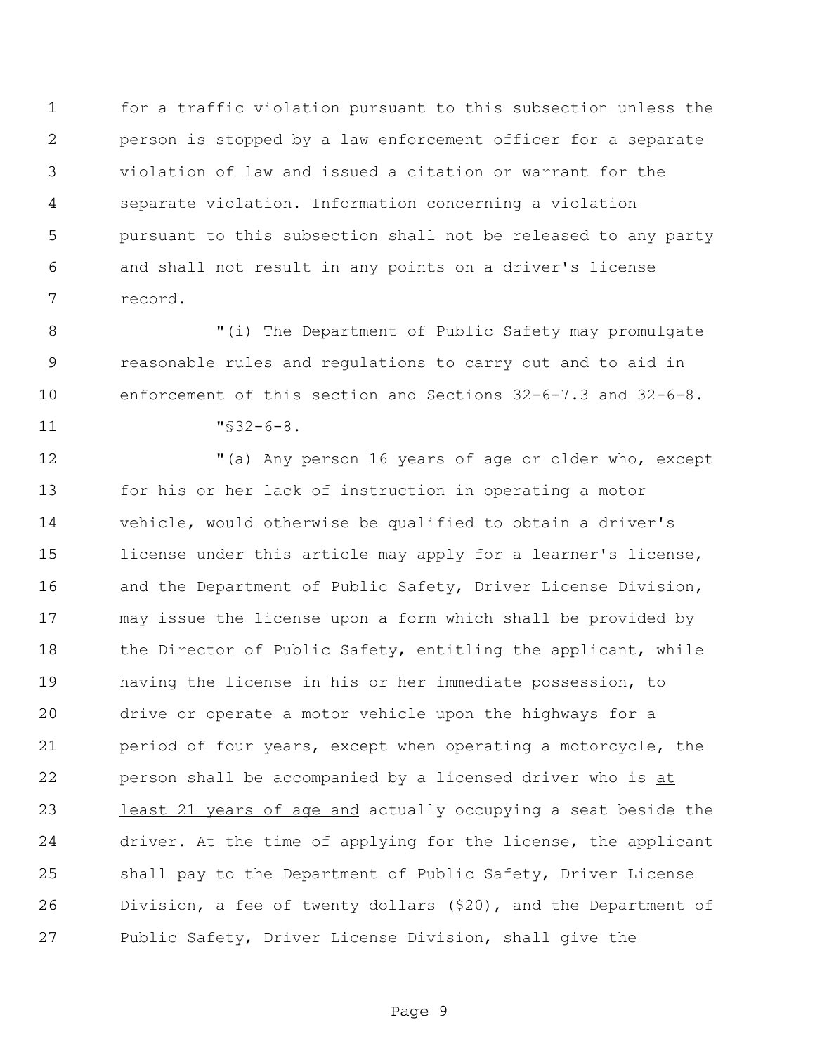for a traffic violation pursuant to this subsection unless the person is stopped by a law enforcement officer for a separate violation of law and issued a citation or warrant for the separate violation. Information concerning a violation pursuant to this subsection shall not be released to any party and shall not result in any points on a driver's license record.

"(i) The Department of Public Safety may promulgate reasonable rules and regulations to carry out and to aid in enforcement of this section and Sections 32-6-7.3 and 32-6-8.

"§32-6-8.

"(a) Any person 16 years of age or older who, except for his or her lack of instruction in operating a motor vehicle, would otherwise be qualified to obtain a driver's license under this article may apply for a learner's license, and the Department of Public Safety, Driver License Division, may issue the license upon a form which shall be provided by the Director of Public Safety, entitling the applicant, while having the license in his or her immediate possession, to drive or operate a motor vehicle upon the highways for a period of four years, except when operating a motorcycle, the person shall be accompanied by a licensed driver who is <u>at least 21 years of age and</u> actually occupying a seat beside the driver. At the time of applying for the license, the applicant shall pay to the Department of Public Safety, Driver License Division, a fee of twenty dollars ($20), and the Department of Public Safety, Driver License Division, shall give the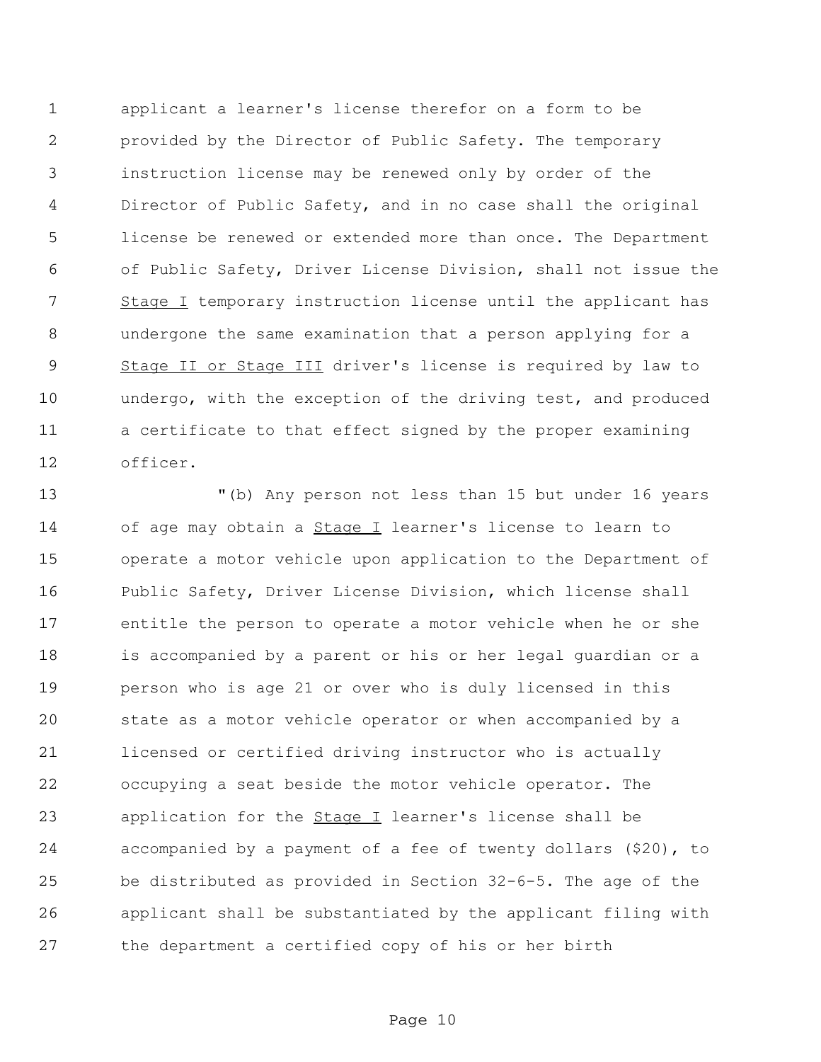applicant a learner's license therefor on a form to be provided by the Director of Public Safety. The temporary instruction license may be renewed only by order of the Director of Public Safety, and in no case shall the original license be renewed or extended more than once. The Department of Public Safety, Driver License Division, shall not issue the <u>Stage I</u> temporary instruction license until the applicant has undergone the same examination that a person applying for a <u>Stage II or Stage III</u> driver's license is required by law to undergo, with the exception of the driving test, and produced a certificate to that effect signed by the proper examining officer.

"(b) Any person not less than 15 but under 16 years of age may obtain a <u>Stage I</u> learner's license to learn to operate a motor vehicle upon application to the Department of Public Safety, Driver License Division, which license shall entitle the person to operate a motor vehicle when he or she is accompanied by a parent or his or her legal guardian or a person who is age 21 or over who is duly licensed in this state as a motor vehicle operator or when accompanied by a licensed or certified driving instructor who is actually occupying a seat beside the motor vehicle operator. The application for the <u>Stage I</u> learner's license shall be accompanied by a payment of a fee of twenty dollars ($20), to be distributed as provided in Section 32-6-5. The age of the applicant shall be substantiated by the applicant filing with the department a certified copy of his or her birth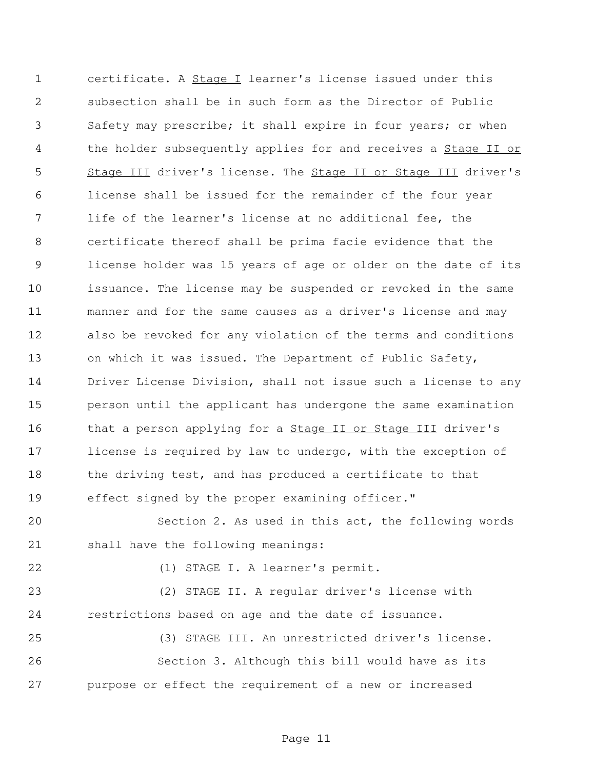certificate. A Stage I learner's license issued under this subsection shall be in such form as the Director of Public Safety may prescribe; it shall expire in four years; or when the holder subsequently applies for and receives a Stage II or Stage III driver's license. The Stage II or Stage III driver's license shall be issued for the remainder of the four year life of the learner's license at no additional fee, the certificate thereof shall be prima facie evidence that the license holder was 15 years of age or older on the date of its issuance. The license may be suspended or revoked in the same manner and for the same causes as a driver's license and may also be revoked for any violation of the terms and conditions on which it was issued. The Department of Public Safety, Driver License Division, shall not issue such a license to any person until the applicant has undergone the same examination that a person applying for a Stage II or Stage III driver's license is required by law to undergo, with the exception of the driving test, and has produced a certificate to that effect signed by the proper examining officer."

Section 2. As used in this act, the following words shall have the following meanings:

(1) STAGE I. A learner's permit.

(2) STAGE II. A regular driver's license with restrictions based on age and the date of issuance.

(3) STAGE III. An unrestricted driver's license.

Section 3. Although this bill would have as its purpose or effect the requirement of a new or increased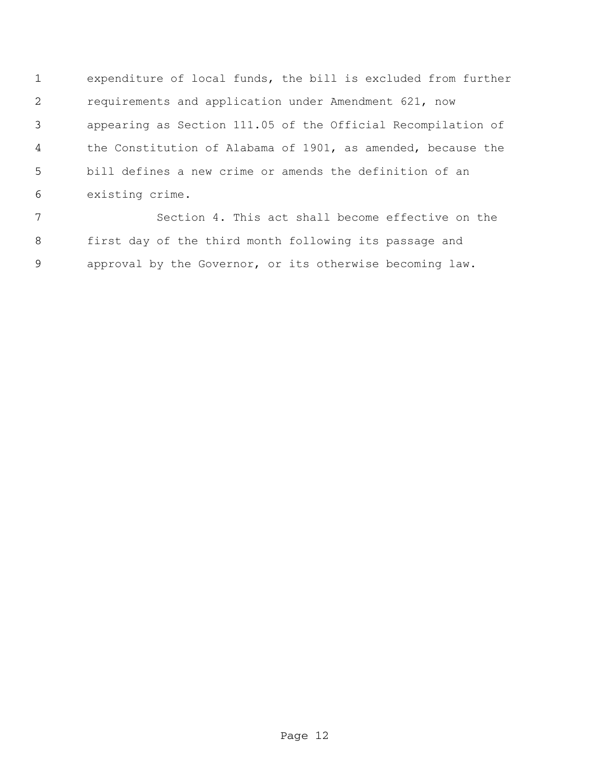expenditure of local funds, the bill is excluded from further requirements and application under Amendment 621, now appearing as Section 111.05 of the Official Recompilation of the Constitution of Alabama of 1901, as amended, because the bill defines a new crime or amends the definition of an existing crime.

Section 4. This act shall become effective on the first day of the third month following its passage and approval by the Governor, or its otherwise becoming law.